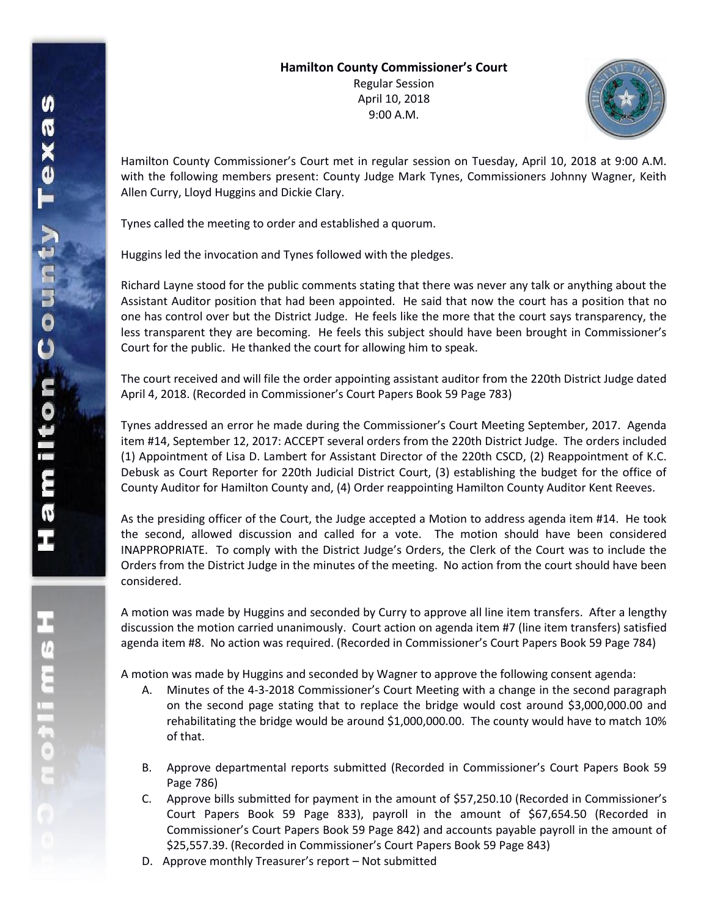**Hamilton County Commissioner's Court**

Regular Session
April 10, 2018
9:00 A.M.

Hamilton County Commissioner's Court met in regular session on Tuesday, April 10, 2018 at 9:00 A.M. with the following members present: County Judge Mark Tynes, Commissioners Johnny Wagner, Keith Allen Curry, Lloyd Huggins and Dickie Clary.

Tynes called the meeting to order and established a quorum.

Huggins led the invocation and Tynes followed with the pledges.

Richard Layne stood for the public comments stating that there was never any talk or anything about the Assistant Auditor position that had been appointed. He said that now the court has a position that no one has control over but the District Judge. He feels like the more that the court says transparency, the less transparent they are becoming. He feels this subject should have been brought in Commissioner's Court for the public. He thanked the court for allowing him to speak.

The court received and will file the order appointing assistant auditor from the 220th District Judge dated April 4, 2018. (Recorded in Commissioner's Court Papers Book 59 Page 783)

Tynes addressed an error he made during the Commissioner's Court Meeting September, 2017. Agenda item #14, September 12, 2017: ACCEPT several orders from the 220th District Judge. The orders included (1) Appointment of Lisa D. Lambert for Assistant Director of the 220th CSCD, (2) Reappointment of K.C. Debusk as Court Reporter for 220th Judicial District Court, (3) establishing the budget for the office of County Auditor for Hamilton County and, (4) Order reappointing Hamilton County Auditor Kent Reeves.

As the presiding officer of the Court, the Judge accepted a Motion to address agenda item #14. He took the second, allowed discussion and called for a vote. The motion should have been considered INAPPROPRIATE. To comply with the District Judge's Orders, the Clerk of the Court was to include the Orders from the District Judge in the minutes of the meeting. No action from the court should have been considered.

A motion was made by Huggins and seconded by Curry to approve all line item transfers. After a lengthy discussion the motion carried unanimously. Court action on agenda item #7 (line item transfers) satisfied agenda item #8. No action was required. (Recorded in Commissioner's Court Papers Book 59 Page 784)

A motion was made by Huggins and seconded by Wagner to approve the following consent agenda:

A. Minutes of the 4-3-2018 Commissioner's Court Meeting with a change in the second paragraph on the second page stating that to replace the bridge would cost around $3,000,000.00 and rehabilitating the bridge would be around $1,000,000.00. The county would have to match 10% of that.

B. Approve departmental reports submitted (Recorded in Commissioner's Court Papers Book 59 Page 786)

C. Approve bills submitted for payment in the amount of $57,250.10 (Recorded in Commissioner's Court Papers Book 59 Page 833), payroll in the amount of $67,654.50 (Recorded in Commissioner's Court Papers Book 59 Page 842) and accounts payable payroll in the amount of $25,557.39. (Recorded in Commissioner's Court Papers Book 59 Page 843)

D. Approve monthly Treasurer's report – Not submitted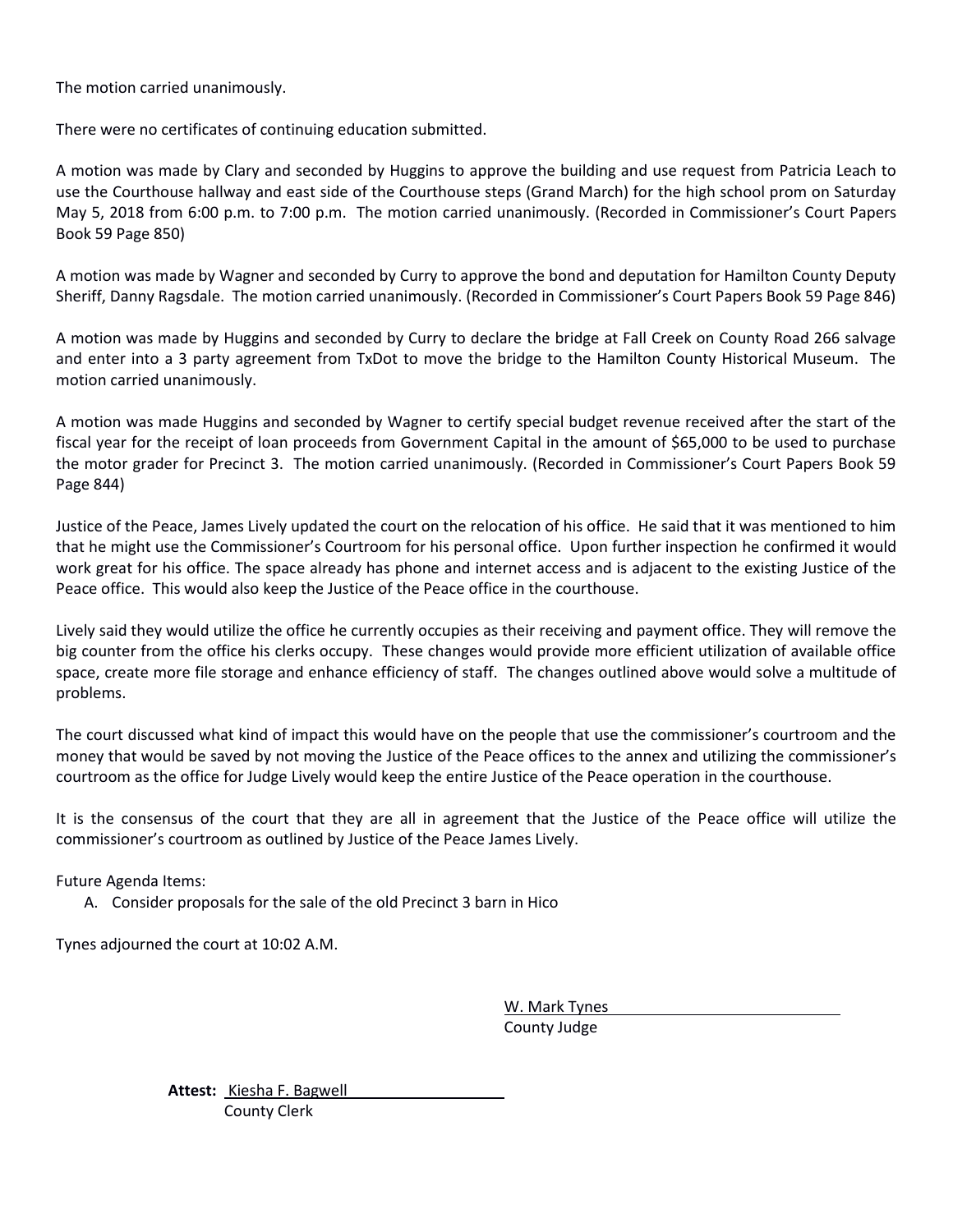The motion carried unanimously.

There were no certificates of continuing education submitted.

A motion was made by Clary and seconded by Huggins to approve the building and use request from Patricia Leach to use the Courthouse hallway and east side of the Courthouse steps (Grand March) for the high school prom on Saturday May 5, 2018 from 6:00 p.m. to 7:00 p.m. The motion carried unanimously. (Recorded in Commissioner's Court Papers Book 59 Page 850)

A motion was made by Wagner and seconded by Curry to approve the bond and deputation for Hamilton County Deputy Sheriff, Danny Ragsdale. The motion carried unanimously. (Recorded in Commissioner's Court Papers Book 59 Page 846)

A motion was made by Huggins and seconded by Curry to declare the bridge at Fall Creek on County Road 266 salvage and enter into a 3 party agreement from TxDot to move the bridge to the Hamilton County Historical Museum. The motion carried unanimously.

A motion was made Huggins and seconded by Wagner to certify special budget revenue received after the start of the fiscal year for the receipt of loan proceeds from Government Capital in the amount of $65,000 to be used to purchase the motor grader for Precinct 3. The motion carried unanimously. (Recorded in Commissioner's Court Papers Book 59 Page 844)

Justice of the Peace, James Lively updated the court on the relocation of his office. He said that it was mentioned to him that he might use the Commissioner's Courtroom for his personal office. Upon further inspection he confirmed it would work great for his office. The space already has phone and internet access and is adjacent to the existing Justice of the Peace office. This would also keep the Justice of the Peace office in the courthouse.

Lively said they would utilize the office he currently occupies as their receiving and payment office. They will remove the big counter from the office his clerks occupy. These changes would provide more efficient utilization of available office space, create more file storage and enhance efficiency of staff. The changes outlined above would solve a multitude of problems.

The court discussed what kind of impact this would have on the people that use the commissioner's courtroom and the money that would be saved by not moving the Justice of the Peace offices to the annex and utilizing the commissioner's courtroom as the office for Judge Lively would keep the entire Justice of the Peace operation in the courthouse.

It is the consensus of the court that they are all in agreement that the Justice of the Peace office will utilize the commissioner's courtroom as outlined by Justice of the Peace James Lively.

Future Agenda Items:

A. Consider proposals for the sale of the old Precinct 3 barn in Hico

Tynes adjourned the court at 10:02 A.M.

W. Mark Tynes
County Judge

**Attest:** Kiesha F. Bagwell
County Clerk